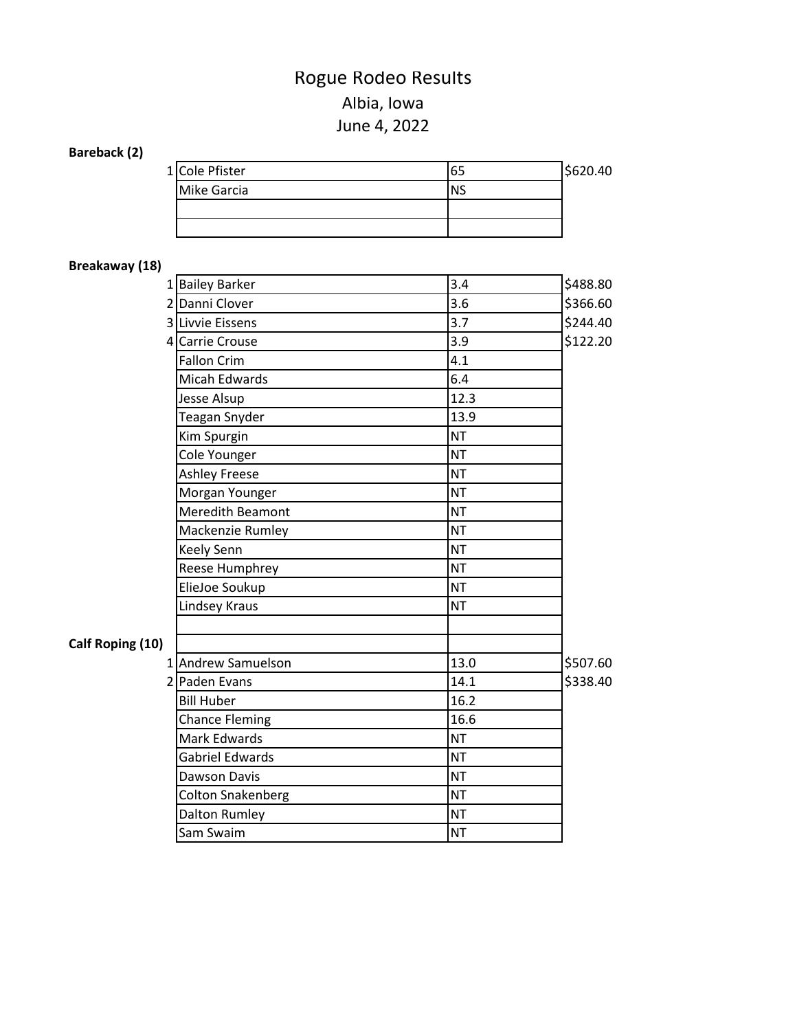# Rogue Rodeo Results

## Albia, Iowa

## June 4, 2022

**Bareback (2)**

| Place | Name | Score | Payout |
|---|---|---|---|
| 1 | Cole Pfister | 65 | $620.40 |
| | Mike Garcia | NS | |
| | | | |
| | | | |

**Breakaway (18)**

| Place | Name | Time | Payout |
|---|---|---|---|
| 1 | Bailey Barker | 3.4 | $488.80 |
| 2 | Danni Clover | 3.6 | $366.60 |
| 3 | Livvie Eissens | 3.7 | $244.40 |
| 4 | Carrie Crouse | 3.9 | $122.20 |
| | Fallon Crim | 4.1 | |
| | Micah Edwards | 6.4 | |
| | Jesse Alsup | 12.3 | |
| | Teagan Snyder | 13.9 | |
| | Kim Spurgin | NT | |
| | Cole Younger | NT | |
| | Ashley Freese | NT | |
| | Morgan Younger | NT | |
| | Meredith Beamont | NT | |
| | Mackenzie Rumley | NT | |
| | Keely Senn | NT | |
| | Reese Humphrey | NT | |
| | ElieJoe Soukup | NT | |
| | Lindsey Kraus | NT | |
| | | | |

**Calf Roping (10)**

| Place | Name | Time | Payout |
|---|---|---|---|
| | | | |
| 1 | Andrew Samuelson | 13.0 | $507.60 |
| 2 | Paden Evans | 14.1 | $338.40 |
| | Bill Huber | 16.2 | |
| | Chance Fleming | 16.6 | |
| | Mark Edwards | NT | |
| | Gabriel Edwards | NT | |
| | Dawson Davis | NT | |
| | Colton Snakenberg | NT | |
| | Dalton Rumley | NT | |
| | Sam Swaim | NT | |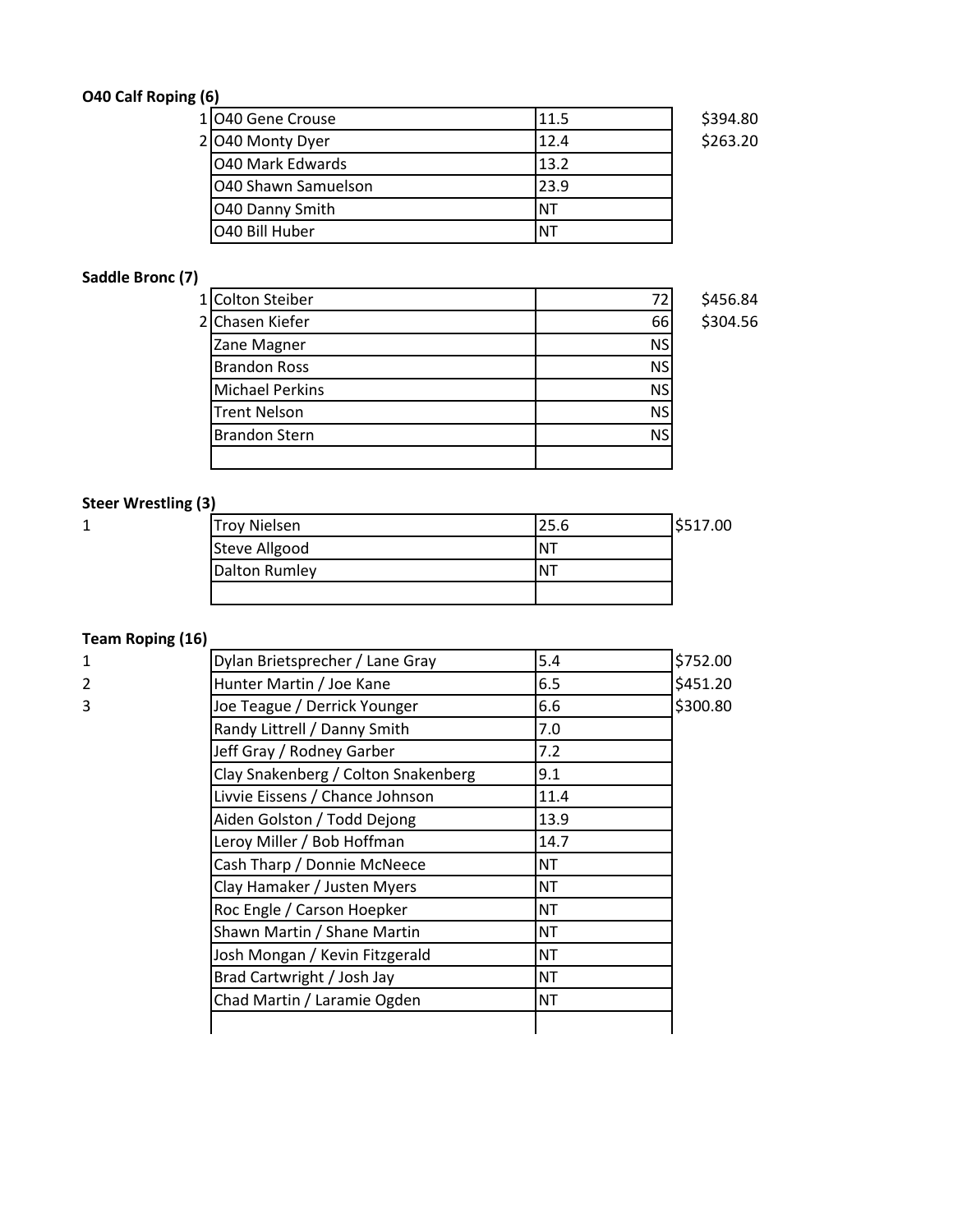**O40 Calf Roping (6)**

| Place | Name | Time | Payout |
|---|---|---|---|
| 1 | O40 Gene Crouse | 11.5 | $394.80 |
| 2 | O40 Monty Dyer | 12.4 | $263.20 |
| | O40 Mark Edwards | 13.2 | |
| | O40 Shawn Samuelson | 23.9 | |
| | O40 Danny Smith | NT | |
| | O40 Bill Huber | NT | |

**Saddle Bronc (7)**

| Place | Name | Score | Payout |
|---|---|---|---|
| 1 | Colton Steiber | 72 | $456.84 |
| 2 | Chasen Kiefer | 66 | $304.56 |
| | Zane Magner | NS | |
| | Brandon Ross | NS | |
| | Michael Perkins | NS | |
| | Trent Nelson | NS | |
| | Brandon Stern | NS | |
| | | | |

**Steer Wrestling (3)**

| Place | Name | Time | Payout |
|---|---|---|---|
| 1 | Troy Nielsen | 25.6 | $517.00 |
| | Steve Allgood | NT | |
| | Dalton Rumley | NT | |
| | | | |

**Team Roping (16)**

| Place | Team | Time | Payout |
|---|---|---|---|
| 1 | Dylan Brietsprecher / Lane Gray | 5.4 | $752.00 |
| 2 | Hunter Martin / Joe Kane | 6.5 | $451.20 |
| 3 | Joe Teague / Derrick Younger | 6.6 | $300.80 |
| | Randy Littrell / Danny Smith | 7.0 | |
| | Jeff Gray / Rodney Garber | 7.2 | |
| | Clay Snakenberg / Colton Snakenberg | 9.1 | |
| | Livvie Eissens / Chance Johnson | 11.4 | |
| | Aiden Golston / Todd Dejong | 13.9 | |
| | Leroy Miller / Bob Hoffman | 14.7 | |
| | Cash Tharp / Donnie McNeece | NT | |
| | Clay Hamaker / Justen Myers | NT | |
| | Roc Engle / Carson Hoepker | NT | |
| | Shawn Martin / Shane Martin | NT | |
| | Josh Mongan / Kevin Fitzgerald | NT | |
| | Brad Cartwright / Josh Jay | NT | |
| | Chad Martin / Laramie Ogden | NT | |
| | | | |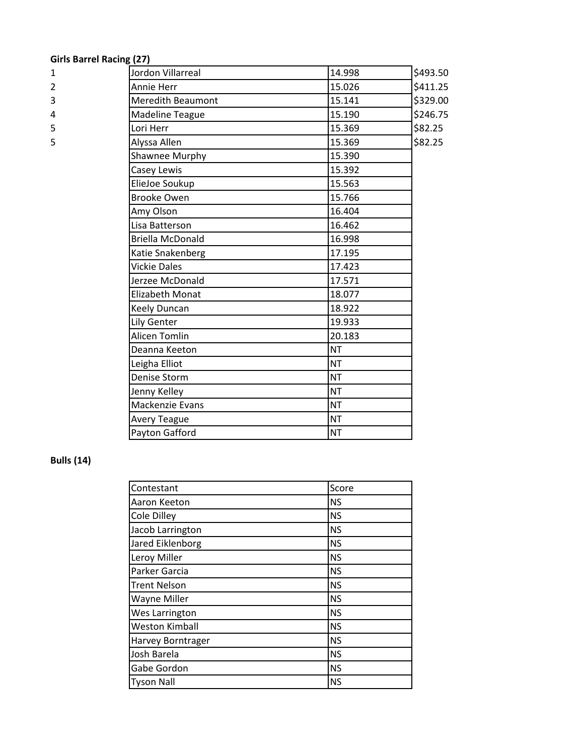**Girls Barrel Racing (27)**

| | | | |
|---|---|---|---|
| 1 | Jordon Villarreal | 14.998 | $493.50 |
| 2 | Annie Herr | 15.026 | $411.25 |
| 3 | Meredith Beaumont | 15.141 | $329.00 |
| 4 | Madeline Teague | 15.190 | $246.75 |
| 5 | Lori Herr | 15.369 | $82.25 |
| 5 | Alyssa Allen | 15.369 | $82.25 |
| | Shawnee Murphy | 15.390 | |
| | Casey Lewis | 15.392 | |
| | ElieJoe Soukup | 15.563 | |
| | Brooke Owen | 15.766 | |
| | Amy Olson | 16.404 | |
| | Lisa Batterson | 16.462 | |
| | Briella McDonald | 16.998 | |
| | Katie Snakenberg | 17.195 | |
| | Vickie Dales | 17.423 | |
| | Jerzee McDonald | 17.571 | |
| | Elizabeth Monat | 18.077 | |
| | Keely Duncan | 18.922 | |
| | Lily Genter | 19.933 | |
| | Alicen Tomlin | 20.183 | |
| | Deanna Keeton | NT | |
| | Leigha Elliot | NT | |
| | Denise Storm | NT | |
| | Jenny Kelley | NT | |
| | Mackenzie Evans | NT | |
| | Avery Teague | NT | |
| | Payton Gafford | NT | |

**Bulls (14)**

| Contestant | Score |
|---|---|
| Aaron Keeton | NS |
| Cole Dilley | NS |
| Jacob Larrington | NS |
| Jared Eiklenborg | NS |
| Leroy Miller | NS |
| Parker Garcia | NS |
| Trent Nelson | NS |
| Wayne Miller | NS |
| Wes Larrington | NS |
| Weston Kimball | NS |
| Harvey Borntrager | NS |
| Josh Barela | NS |
| Gabe Gordon | NS |
| Tyson Nall | NS |